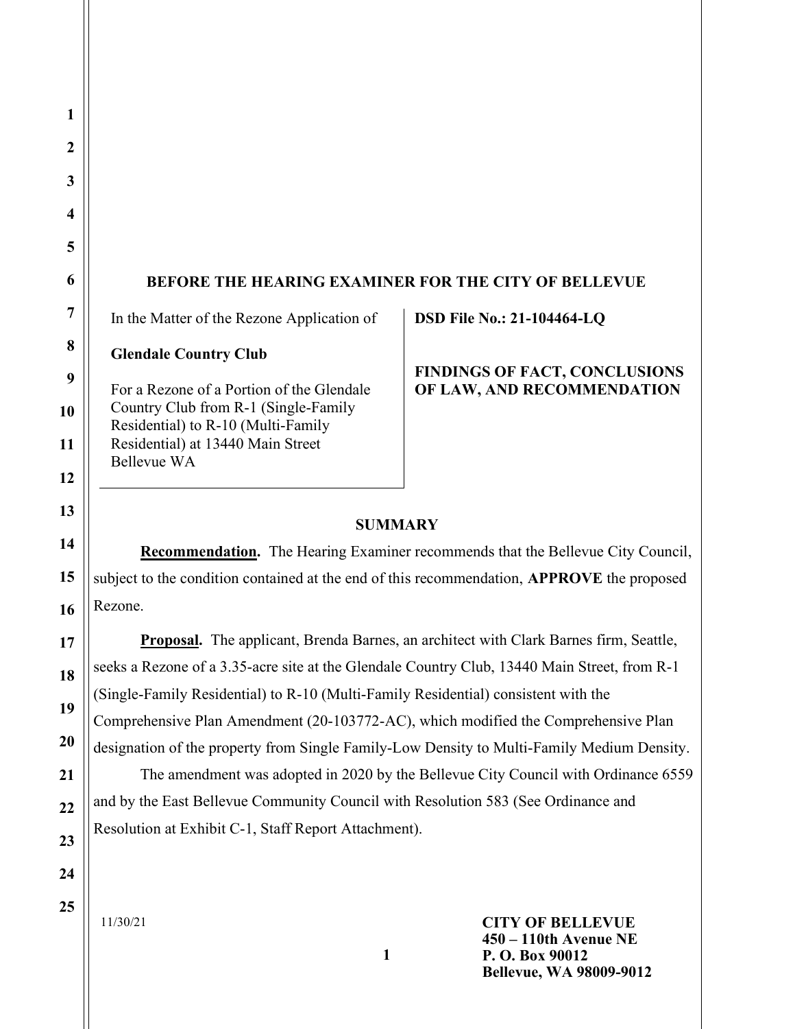# BEFORE THE HEARING EXAMINER FOR THE CITY OF BELLEVUE

| In the Matter of the Rezone Application of<br><br>**Glendale Country Club**<br><br>For a Rezone of a Portion of the Glendale Country Club from R-1 (Single-Family Residential) to R-10 (Multi-Family Residential) at 13440 Main Street Bellevue WA | **DSD File No.: 21-104464-LQ**<br><br>**FINDINGS OF FACT, CONCLUSIONS OF LAW, AND RECOMMENDATION** |
|---|---|

## SUMMARY

**Recommendation.** The Hearing Examiner recommends that the Bellevue City Council, subject to the condition contained at the end of this recommendation, **APPROVE** the proposed Rezone.

**Proposal.** The applicant, Brenda Barnes, an architect with Clark Barnes firm, Seattle, seeks a Rezone of a 3.35-acre site at the Glendale Country Club, 13440 Main Street, from R-1 (Single-Family Residential) to R-10 (Multi-Family Residential) consistent with the Comprehensive Plan Amendment (20-103772-AC), which modified the Comprehensive Plan designation of the property from Single Family-Low Density to Multi-Family Medium Density.

The amendment was adopted in 2020 by the Bellevue City Council with Ordinance 6559 and by the East Bellevue Community Council with Resolution 583 (See Ordinance and Resolution at Exhibit C-1, Staff Report Attachment).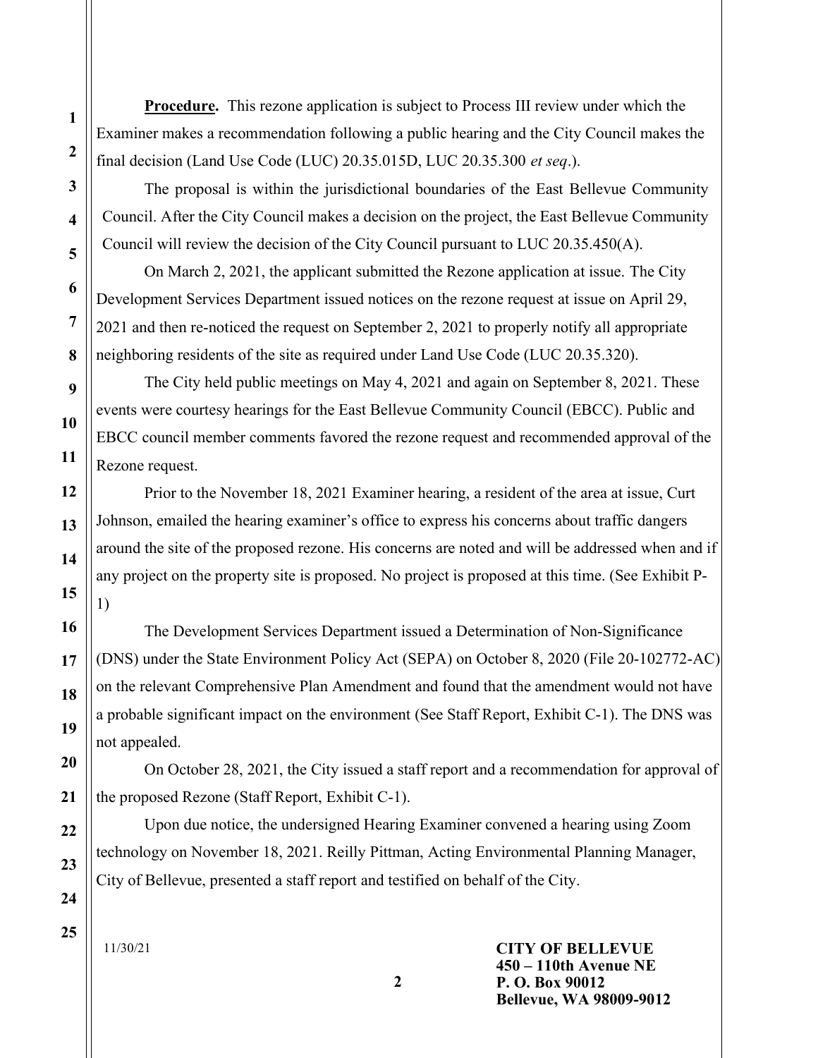**Procedure.** This rezone application is subject to Process III review under which the Examiner makes a recommendation following a public hearing and the City Council makes the final decision (Land Use Code (LUC) 20.35.015D, LUC 20.35.300 *et seq*.).

The proposal is within the jurisdictional boundaries of the East Bellevue Community Council. After the City Council makes a decision on the project, the East Bellevue Community Council will review the decision of the City Council pursuant to LUC 20.35.450(A).

On March 2, 2021, the applicant submitted the Rezone application at issue. The City Development Services Department issued notices on the rezone request at issue on April 29, 2021 and then re-noticed the request on September 2, 2021 to properly notify all appropriate neighboring residents of the site as required under Land Use Code (LUC 20.35.320).

The City held public meetings on May 4, 2021 and again on September 8, 2021. These events were courtesy hearings for the East Bellevue Community Council (EBCC). Public and EBCC council member comments favored the rezone request and recommended approval of the Rezone request.

Prior to the November 18, 2021 Examiner hearing, a resident of the area at issue, Curt Johnson, emailed the hearing examiner's office to express his concerns about traffic dangers around the site of the proposed rezone. His concerns are noted and will be addressed when and if any project on the property site is proposed. No project is proposed at this time. (See Exhibit P-1)

The Development Services Department issued a Determination of Non-Significance (DNS) under the State Environment Policy Act (SEPA) on October 8, 2020 (File 20-102772-AC) on the relevant Comprehensive Plan Amendment and found that the amendment would not have a probable significant impact on the environment (See Staff Report, Exhibit C-1). The DNS was not appealed.

On October 28, 2021, the City issued a staff report and a recommendation for approval of the proposed Rezone (Staff Report, Exhibit C-1).

Upon due notice, the undersigned Hearing Examiner convened a hearing using Zoom technology on November 18, 2021. Reilly Pittman, Acting Environmental Planning Manager, City of Bellevue, presented a staff report and testified on behalf of the City.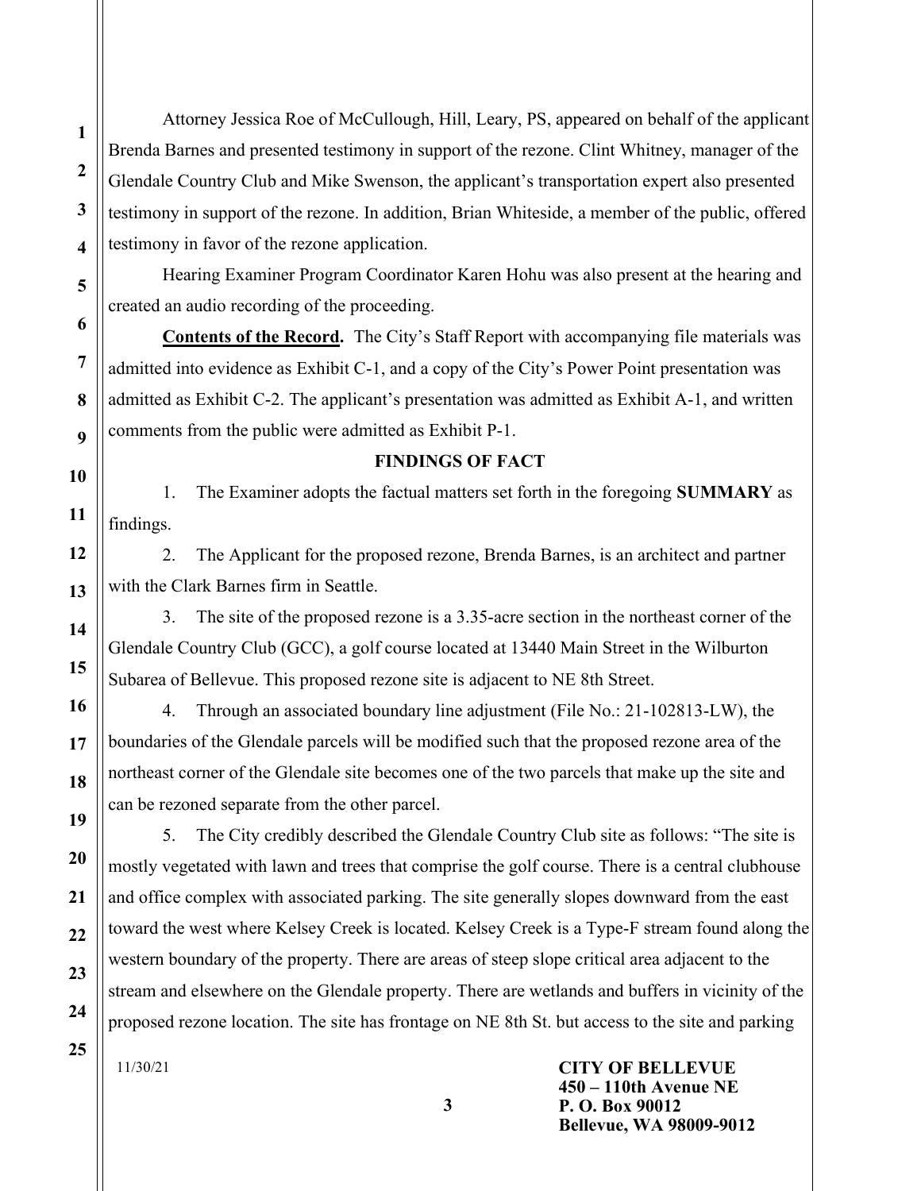Attorney Jessica Roe of McCullough, Hill, Leary, PS, appeared on behalf of the applicant Brenda Barnes and presented testimony in support of the rezone. Clint Whitney, manager of the Glendale Country Club and Mike Swenson, the applicant's transportation expert also presented testimony in support of the rezone. In addition, Brian Whiteside, a member of the public, offered testimony in favor of the rezone application.

Hearing Examiner Program Coordinator Karen Hohu was also present at the hearing and created an audio recording of the proceeding.

**Contents of the Record.** The City's Staff Report with accompanying file materials was admitted into evidence as Exhibit C-1, and a copy of the City's Power Point presentation was admitted as Exhibit C-2. The applicant's presentation was admitted as Exhibit A-1, and written comments from the public were admitted as Exhibit P-1.

**FINDINGS OF FACT**

1. The Examiner adopts the factual matters set forth in the foregoing **SUMMARY** as findings.

2. The Applicant for the proposed rezone, Brenda Barnes, is an architect and partner with the Clark Barnes firm in Seattle.

3. The site of the proposed rezone is a 3.35-acre section in the northeast corner of the Glendale Country Club (GCC), a golf course located at 13440 Main Street in the Wilburton Subarea of Bellevue. This proposed rezone site is adjacent to NE 8th Street.

4. Through an associated boundary line adjustment (File No.: 21-102813-LW), the boundaries of the Glendale parcels will be modified such that the proposed rezone area of the northeast corner of the Glendale site becomes one of the two parcels that make up the site and can be rezoned separate from the other parcel.

5. The City credibly described the Glendale Country Club site as follows: "The site is mostly vegetated with lawn and trees that comprise the golf course. There is a central clubhouse and office complex with associated parking. The site generally slopes downward from the east toward the west where Kelsey Creek is located. Kelsey Creek is a Type-F stream found along the western boundary of the property. There are areas of steep slope critical area adjacent to the stream and elsewhere on the Glendale property. There are wetlands and buffers in vicinity of the proposed rezone location. The site has frontage on NE 8th St. but access to the site and parking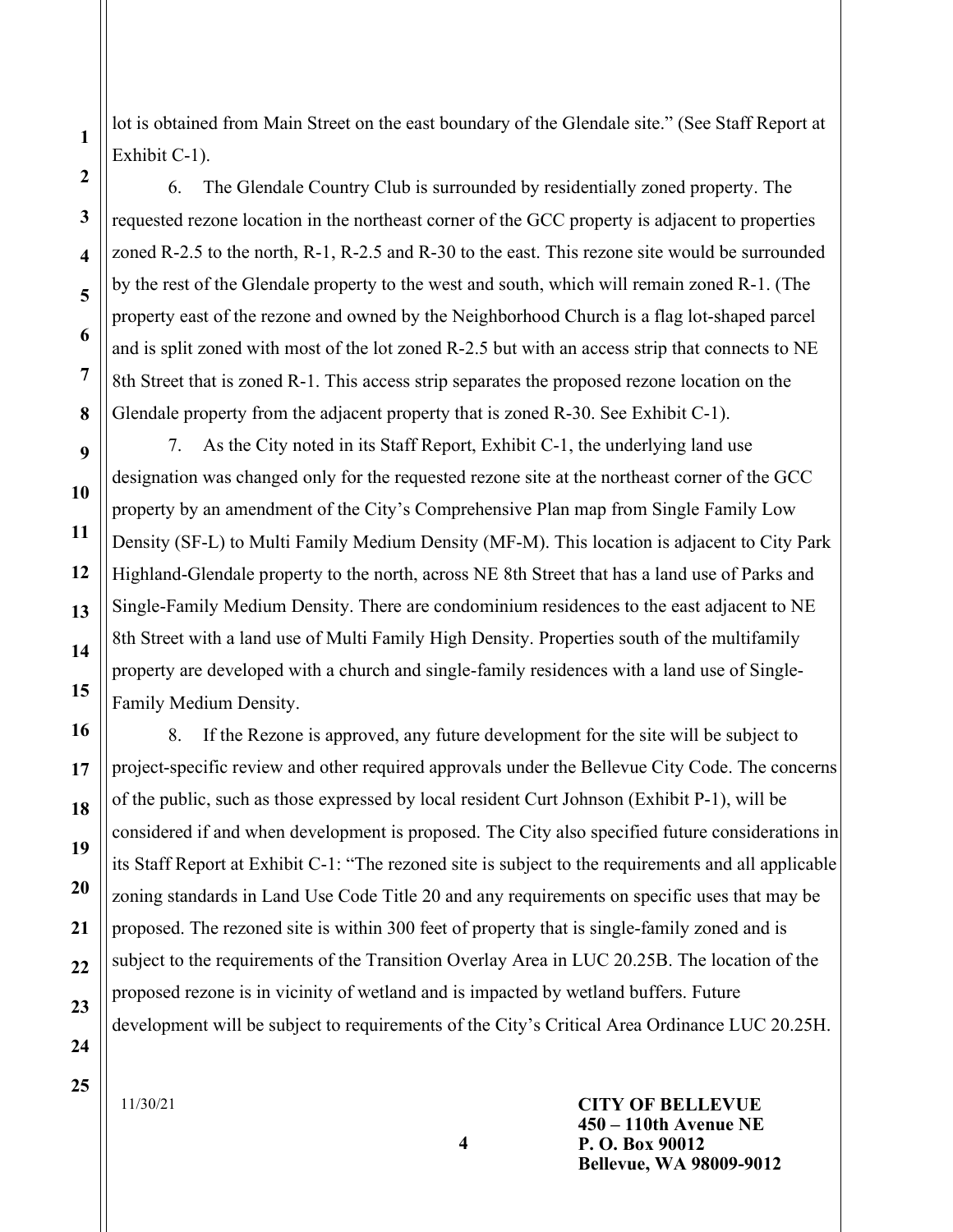lot is obtained from Main Street on the east boundary of the Glendale site." (See Staff Report at Exhibit C-1).

6. The Glendale Country Club is surrounded by residentially zoned property. The requested rezone location in the northeast corner of the GCC property is adjacent to properties zoned R-2.5 to the north, R-1, R-2.5 and R-30 to the east. This rezone site would be surrounded by the rest of the Glendale property to the west and south, which will remain zoned R-1. (The property east of the rezone and owned by the Neighborhood Church is a flag lot-shaped parcel and is split zoned with most of the lot zoned R-2.5 but with an access strip that connects to NE 8th Street that is zoned R-1. This access strip separates the proposed rezone location on the Glendale property from the adjacent property that is zoned R-30. See Exhibit C-1).

7. As the City noted in its Staff Report, Exhibit C-1, the underlying land use designation was changed only for the requested rezone site at the northeast corner of the GCC property by an amendment of the City's Comprehensive Plan map from Single Family Low Density (SF-L) to Multi Family Medium Density (MF-M). This location is adjacent to City Park Highland-Glendale property to the north, across NE 8th Street that has a land use of Parks and Single-Family Medium Density. There are condominium residences to the east adjacent to NE 8th Street with a land use of Multi Family High Density. Properties south of the multifamily property are developed with a church and single-family residences with a land use of Single-Family Medium Density.

8. If the Rezone is approved, any future development for the site will be subject to project-specific review and other required approvals under the Bellevue City Code. The concerns of the public, such as those expressed by local resident Curt Johnson (Exhibit P-1), will be considered if and when development is proposed. The City also specified future considerations in its Staff Report at Exhibit C-1: "The rezoned site is subject to the requirements and all applicable zoning standards in Land Use Code Title 20 and any requirements on specific uses that may be proposed. The rezoned site is within 300 feet of property that is single-family zoned and is subject to the requirements of the Transition Overlay Area in LUC 20.25B. The location of the proposed rezone is in vicinity of wetland and is impacted by wetland buffers. Future development will be subject to requirements of the City's Critical Area Ordinance LUC 20.25H.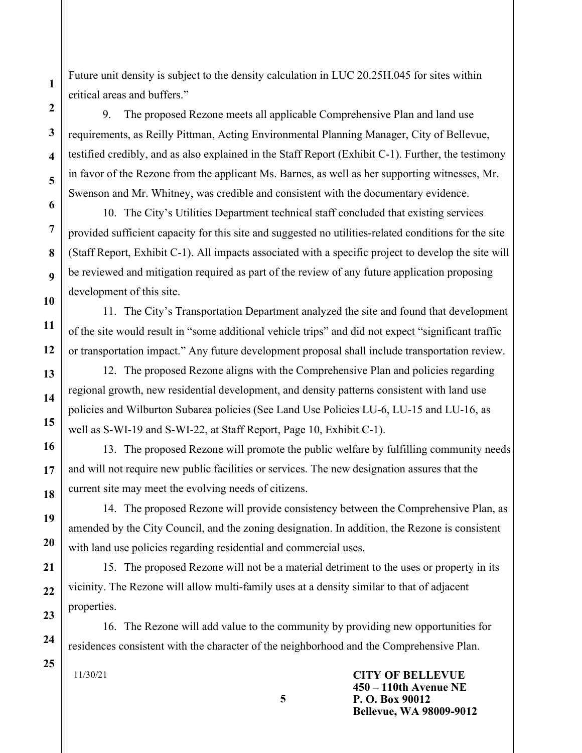Future unit density is subject to the density calculation in LUC 20.25H.045 for sites within critical areas and buffers."

9. The proposed Rezone meets all applicable Comprehensive Plan and land use requirements, as Reilly Pittman, Acting Environmental Planning Manager, City of Bellevue, testified credibly, and as also explained in the Staff Report (Exhibit C-1). Further, the testimony in favor of the Rezone from the applicant Ms. Barnes, as well as her supporting witnesses, Mr. Swenson and Mr. Whitney, was credible and consistent with the documentary evidence.

10. The City's Utilities Department technical staff concluded that existing services provided sufficient capacity for this site and suggested no utilities-related conditions for the site (Staff Report, Exhibit C-1). All impacts associated with a specific project to develop the site will be reviewed and mitigation required as part of the review of any future application proposing development of this site.

11. The City's Transportation Department analyzed the site and found that development of the site would result in "some additional vehicle trips" and did not expect "significant traffic or transportation impact." Any future development proposal shall include transportation review.

12. The proposed Rezone aligns with the Comprehensive Plan and policies regarding regional growth, new residential development, and density patterns consistent with land use policies and Wilburton Subarea policies (See Land Use Policies LU-6, LU-15 and LU-16, as well as S-WI-19 and S-WI-22, at Staff Report, Page 10, Exhibit C-1).

13. The proposed Rezone will promote the public welfare by fulfilling community needs and will not require new public facilities or services. The new designation assures that the current site may meet the evolving needs of citizens.

14. The proposed Rezone will provide consistency between the Comprehensive Plan, as amended by the City Council, and the zoning designation. In addition, the Rezone is consistent with land use policies regarding residential and commercial uses.

15. The proposed Rezone will not be a material detriment to the uses or property in its vicinity. The Rezone will allow multi-family uses at a density similar to that of adjacent properties.

16. The Rezone will add value to the community by providing new opportunities for residences consistent with the character of the neighborhood and the Comprehensive Plan.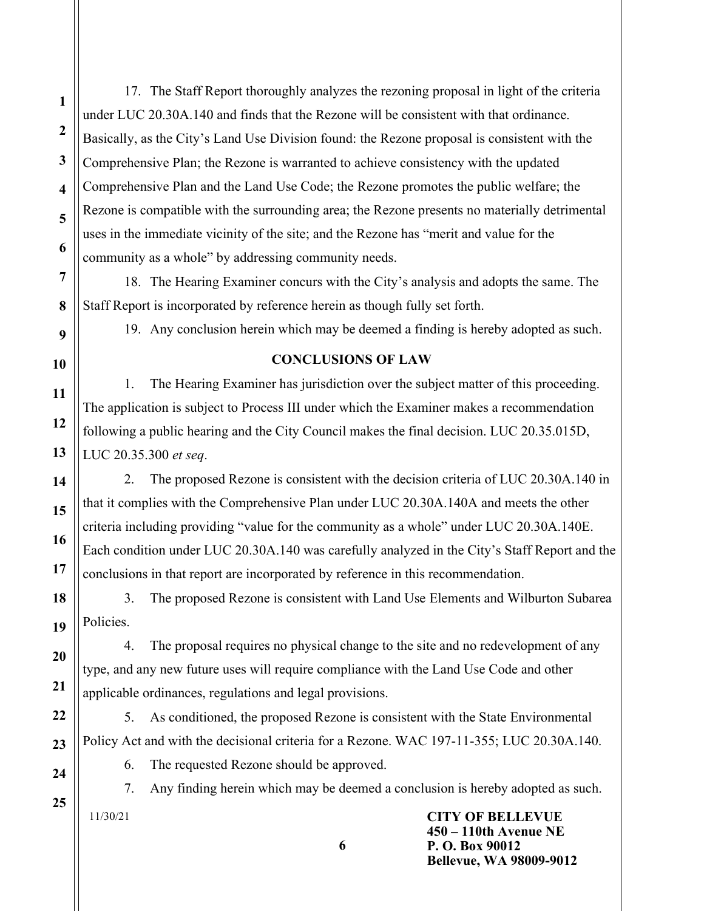17. The Staff Report thoroughly analyzes the rezoning proposal in light of the criteria under LUC 20.30A.140 and finds that the Rezone will be consistent with that ordinance. Basically, as the City's Land Use Division found: the Rezone proposal is consistent with the Comprehensive Plan; the Rezone is warranted to achieve consistency with the updated Comprehensive Plan and the Land Use Code; the Rezone promotes the public welfare; the Rezone is compatible with the surrounding area; the Rezone presents no materially detrimental uses in the immediate vicinity of the site; and the Rezone has "merit and value for the community as a whole" by addressing community needs.

18. The Hearing Examiner concurs with the City's analysis and adopts the same. The Staff Report is incorporated by reference herein as though fully set forth.

19. Any conclusion herein which may be deemed a finding is hereby adopted as such.

## CONCLUSIONS OF LAW

1. The Hearing Examiner has jurisdiction over the subject matter of this proceeding. The application is subject to Process III under which the Examiner makes a recommendation following a public hearing and the City Council makes the final decision. LUC 20.35.015D, LUC 20.35.300 *et seq*.

2. The proposed Rezone is consistent with the decision criteria of LUC 20.30A.140 in that it complies with the Comprehensive Plan under LUC 20.30A.140A and meets the other criteria including providing "value for the community as a whole" under LUC 20.30A.140E. Each condition under LUC 20.30A.140 was carefully analyzed in the City's Staff Report and the conclusions in that report are incorporated by reference in this recommendation.

3. The proposed Rezone is consistent with Land Use Elements and Wilburton Subarea Policies.

4. The proposal requires no physical change to the site and no redevelopment of any type, and any new future uses will require compliance with the Land Use Code and other applicable ordinances, regulations and legal provisions.

5. As conditioned, the proposed Rezone is consistent with the State Environmental Policy Act and with the decisional criteria for a Rezone. WAC 197-11-355; LUC 20.30A.140.

6. The requested Rezone should be approved.

7. Any finding herein which may be deemed a conclusion is hereby adopted as such.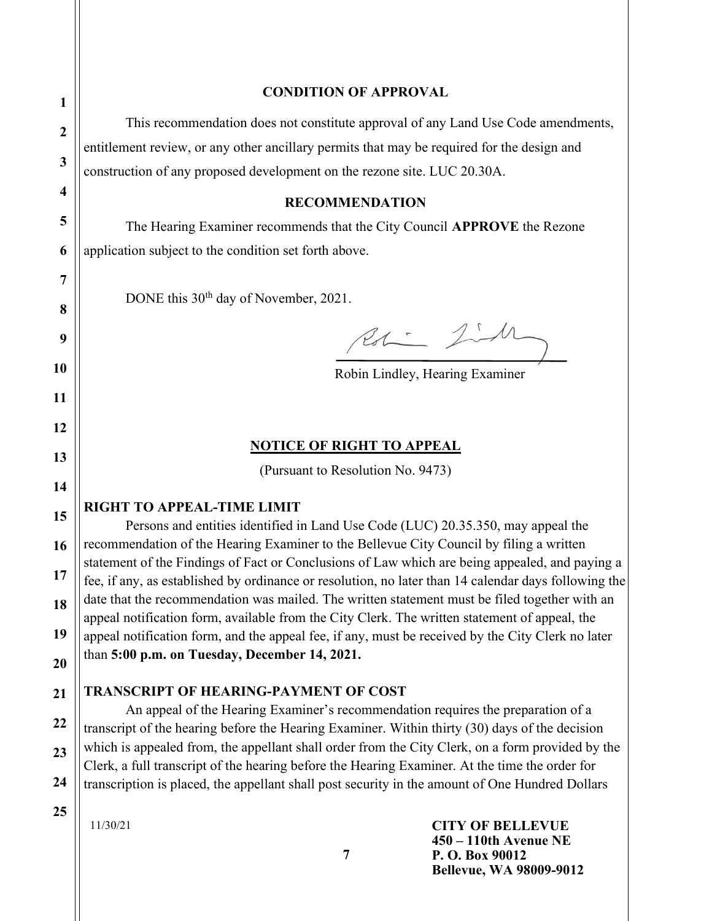## CONDITION OF APPROVAL

This recommendation does not constitute approval of any Land Use Code amendments, entitlement review, or any other ancillary permits that may be required for the design and construction of any proposed development on the rezone site. LUC 20.30A.

## RECOMMENDATION

The Hearing Examiner recommends that the City Council **APPROVE** the Rezone application subject to the condition set forth above.

DONE this 30th day of November, 2021.

Robin Lindley, Hearing Examiner

## NOTICE OF RIGHT TO APPEAL

(Pursuant to Resolution No. 9473)

### RIGHT TO APPEAL-TIME LIMIT

Persons and entities identified in Land Use Code (LUC) 20.35.350, may appeal the recommendation of the Hearing Examiner to the Bellevue City Council by filing a written statement of the Findings of Fact or Conclusions of Law which are being appealed, and paying a fee, if any, as established by ordinance or resolution, no later than 14 calendar days following the date that the recommendation was mailed. The written statement must be filed together with an appeal notification form, available from the City Clerk. The written statement of appeal, the appeal notification form, and the appeal fee, if any, must be received by the City Clerk no later than **5:00 p.m. on Tuesday, December 14, 2021.**

### TRANSCRIPT OF HEARING-PAYMENT OF COST

An appeal of the Hearing Examiner's recommendation requires the preparation of a transcript of the hearing before the Hearing Examiner. Within thirty (30) days of the decision which is appealed from, the appellant shall order from the City Clerk, on a form provided by the Clerk, a full transcript of the hearing before the Hearing Examiner. At the time the order for transcription is placed, the appellant shall post security in the amount of One Hundred Dollars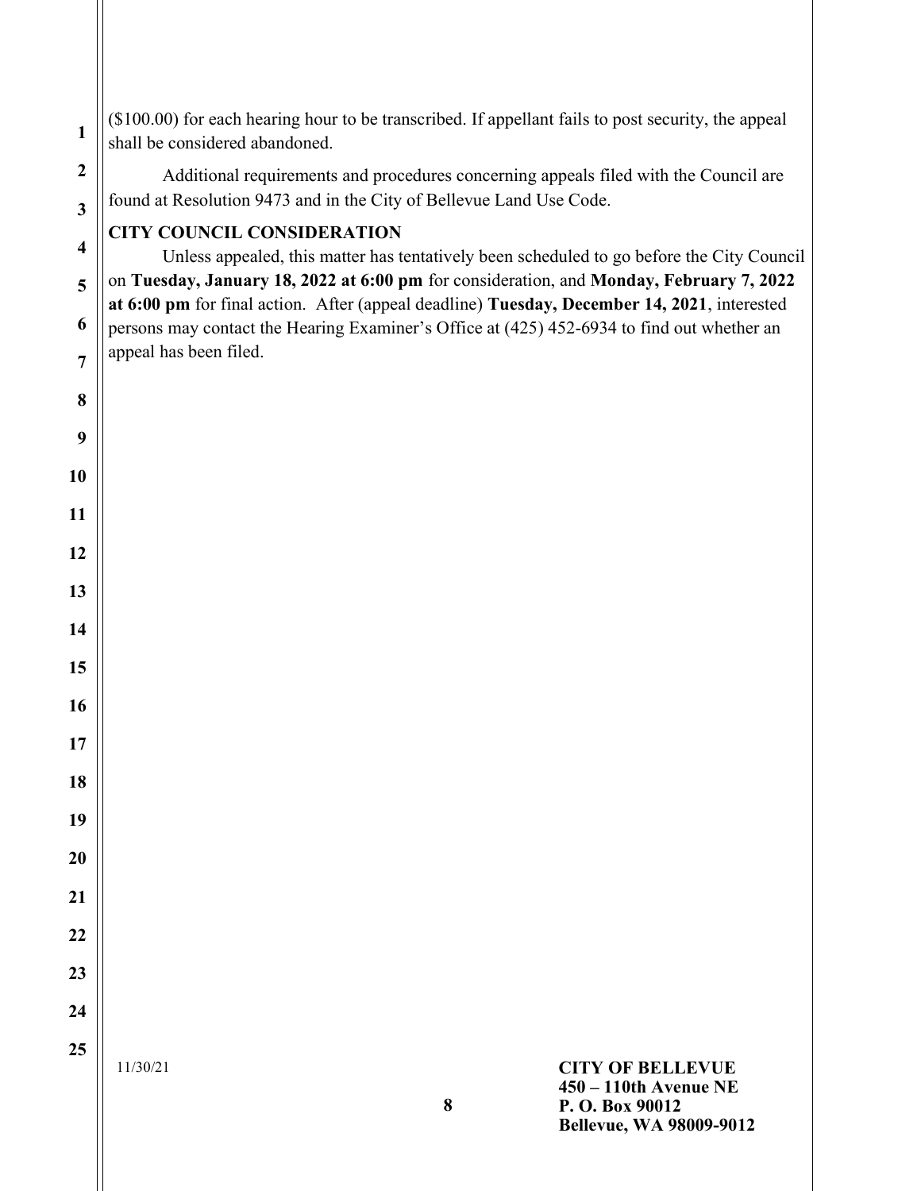($100.00) for each hearing hour to be transcribed. If appellant fails to post security, the appeal shall be considered abandoned.

Additional requirements and procedures concerning appeals filed with the Council are found at Resolution 9473 and in the City of Bellevue Land Use Code.

**CITY COUNCIL CONSIDERATION**

Unless appealed, this matter has tentatively been scheduled to go before the City Council on **Tuesday, January 18, 2022 at 6:00 pm** for consideration, and **Monday, February 7, 2022 at 6:00 pm** for final action. After (appeal deadline) **Tuesday, December 14, 2021**, interested persons may contact the Hearing Examiner's Office at (425) 452-6934 to find out whether an appeal has been filed.

11/30/21

**CITY OF BELLEVUE**
**450 – 110th Avenue NE**
**P. O. Box 90012**
**Bellevue, WA 98009-9012**